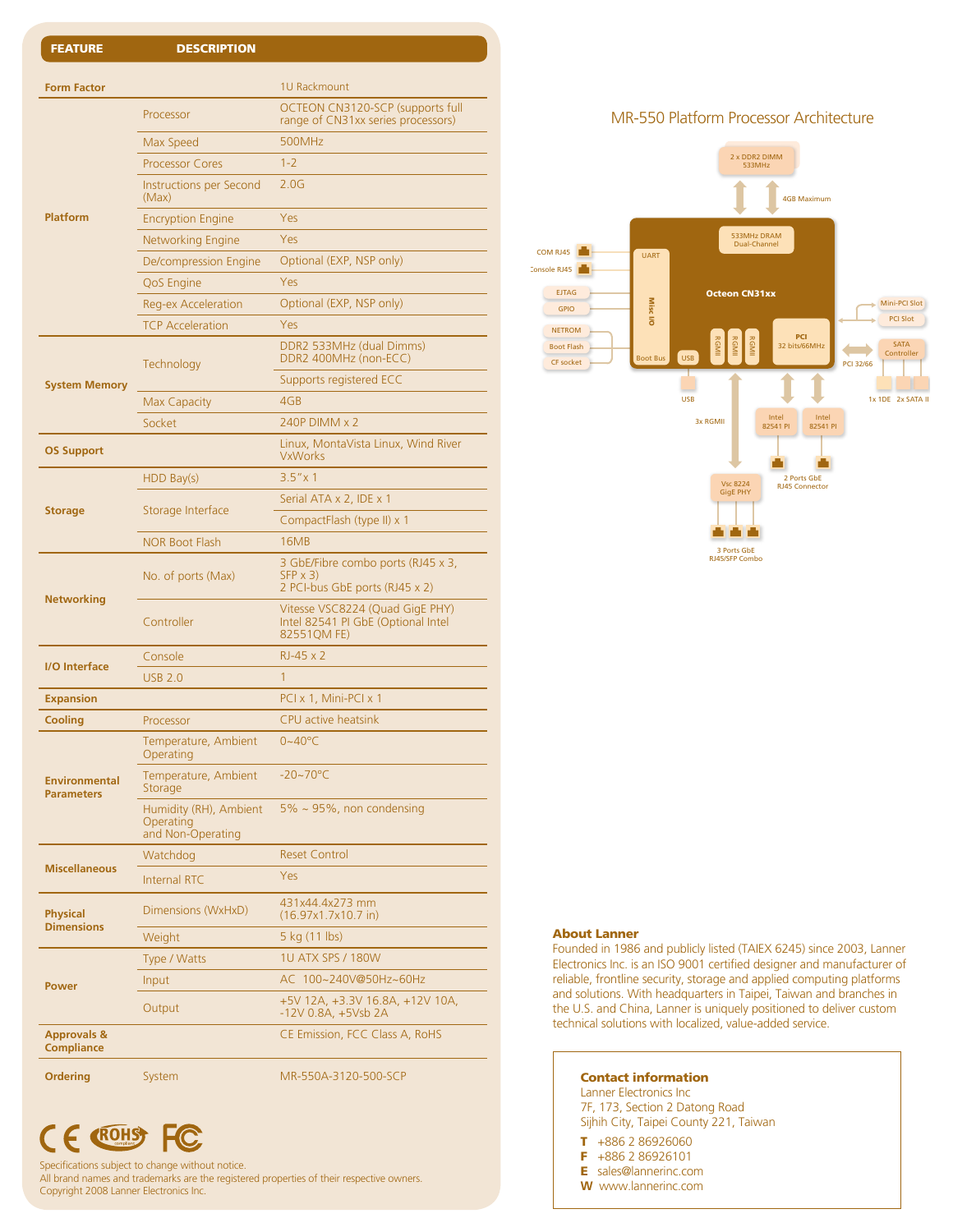| FEATURE | | DESCRIPTION |
| --- | --- | --- |
| **Form Factor** | | 1U Rackmount |
| **Platform** | Processor | OCTEON CN3120-SCP (supports full range of CN31xx series processors) |
| | Max Speed | 500MHz |
| | Processor Cores | 1-2 |
| | Instructions per Second (Max) | 2.0G |
| | Encryption Engine | Yes |
| | Networking Engine | Yes |
| | De/compression Engine | Optional (EXP, NSP only) |
| | QoS Engine | Yes |
| | Reg-ex Acceleration | Optional (EXP, NSP only) |
| | TCP Acceleration | Yes |
| **System Memory** | Technology | DDR2 533MHz (dual Dimms) DDR2 400MHz (non-ECC) |
| | | Supports registered ECC |
| | Max Capacity | 4GB |
| | Socket | 240P DIMM x 2 |
| **OS Support** | | Linux, MontaVista Linux, Wind River VxWorks |
| **Storage** | HDD Bay(s) | 3.5"x 1 |
| | Storage Interface | Serial ATA x 2, IDE x 1 |
| | | CompactFlash (type II) x 1 |
| | NOR Boot Flash | 16MB |
| **Networking** | No. of ports (Max) | 3 GbE/Fibre combo ports (RJ45 x 3, SFP x 3) 2 PCI-bus GbE ports (RJ45 x 2) |
| | Controller | Vitesse VSC8224 (Quad GigE PHY) Intel 82541 PI GbE (Optional Intel 82551QM FE) |
| **I/O Interface** | Console | RJ-45 x 2 |
| | USB 2.0 | 1 |
| **Expansion** | | PCI x 1, Mini-PCI x 1 |
| **Cooling** | Processor | CPU active heatsink |
| **Environmental Parameters** | Temperature, Ambient Operating | 0~40°C |
| | Temperature, Ambient Storage | -20~70°C |
| | Humidity (RH), Ambient Operating and Non-Operating | 5% ~ 95%, non condensing |
| **Miscellaneous** | Watchdog | Reset Control |
| | Internal RTC | Yes |
| **Physical Dimensions** | Dimensions (WxHxD) | 431x44.4x273 mm (16.97x1.7x10.7 in) |
| | Weight | 5 kg (11 lbs) |
| **Power** | Type / Watts | 1U ATX SPS / 180W |
| | Input | AC 100~240V@50Hz~60Hz |
| | Output | +5V 12A, +3.3V 16.8A, +12V 10A, -12V 0.8A, +5Vsb 2A |
| **Approvals & Compliance** | | CE Emission, FCC Class A, RoHS |
| **Ordering** | System | MR-550A-3120-500-SCP |

Specifications subject to change without notice.
All brand names and trademarks are the registered properties of their respective owners.
Copyright 2008 Lanner Electronics Inc.

## MR-550 Platform Processor Architecture

2 x DDR2 DIMM 533MHz
4GB Maximum
533MHz DRAM Dual-Channel
Octeon CN31xx
COM RJ45
Console RJ45
UART
EJTAG
GPIO
Misc I/O
NETROM
Boot Flash
CF socket
Boot Bus
USB
RGMII
RGMII
RGMII
PCI 32 bits/66MHz
Mini-PCI Slot
PCI Slot
SATA Controller
PCI 32/66
1x IDE 2x SATA II
USB
3x RGMII
Intel 82541 PI
Intel 82541 PI
2 Ports GbE RJ45 Connector
Vsc 8224 GigE PHY
3 Ports GbE RJ45/SFP Combo

### About Lanner

Founded in 1986 and publicly listed (TAIEX 6245) since 2003, Lanner Electronics Inc. is an ISO 9001 certified designer and manufacturer of reliable, frontline security, storage and applied computing platforms and solutions. With headquarters in Taipei, Taiwan and branches in the U.S. and China, Lanner is uniquely positioned to deliver custom technical solutions with localized, value-added service.

### Contact information

Lanner Electronics Inc
7F, 173, Section 2 Datong Road
Sijhih City, Taipei County 221, Taiwan

**T** +886 2 86926060
**F** +886 2 86926101
**E** sales@lannerinc.com
**W** www.lannerinc.com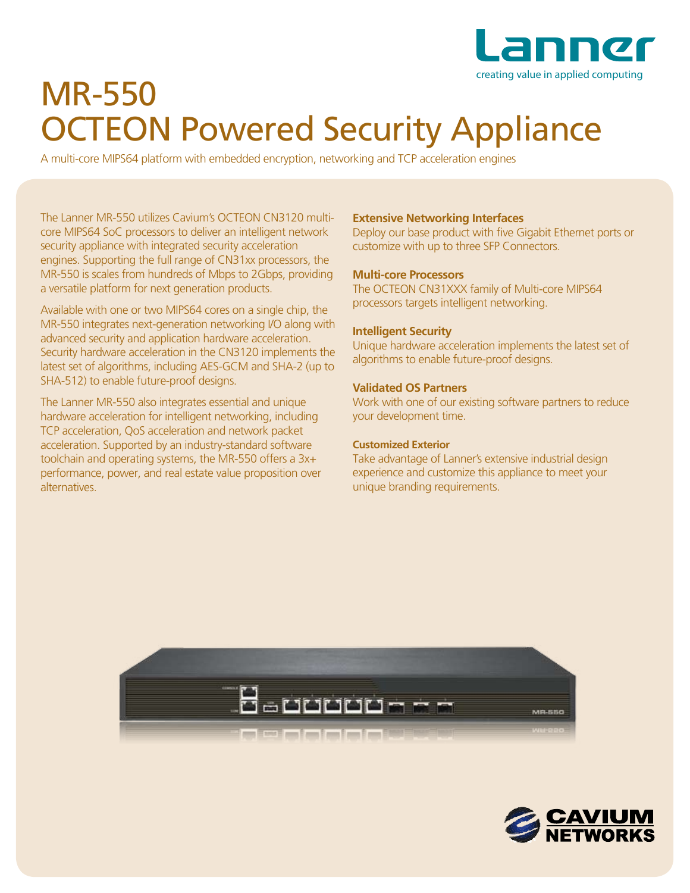# MR-550
# OCTEON Powered Security Appliance

A multi-core MIPS64 platform with embedded encryption, networking and TCP acceleration engines

The Lanner MR-550 utilizes Cavium's OCTEON CN3120 multi-core MIPS64 SoC processors to deliver an intelligent network security appliance with integrated security acceleration engines. Supporting the full range of CN31xx processors, the MR-550 is scales from hundreds of Mbps to 2Gbps, providing a versatile platform for next generation products.

Available with one or two MIPS64 cores on a single chip, the MR-550 integrates next-generation networking I/O along with advanced security and application hardware acceleration. Security hardware acceleration in the CN3120 implements the latest set of algorithms, including AES-GCM and SHA-2 (up to SHA-512) to enable future-proof designs.

The Lanner MR-550 also integrates essential and unique hardware acceleration for intelligent networking, including TCP acceleration, QoS acceleration and network packet acceleration. Supported by an industry-standard software toolchain and operating systems, the MR-550 offers a 3x+ performance, power, and real estate value proposition over alternatives.

**Extensive Networking Interfaces**
Deploy our base product with five Gigabit Ethernet ports or customize with up to three SFP Connectors.

**Multi-core Processors**
The OCTEON CN31XXX family of Multi-core MIPS64 processors targets intelligent networking.

**Intelligent Security**
Unique hardware acceleration implements the latest set of algorithms to enable future-proof designs.

**Validated OS Partners**
Work with one of our existing software partners to reduce your development time.

**Customized Exterior**
Take advantage of Lanner's extensive industrial design experience and customize this appliance to meet your unique branding requirements.